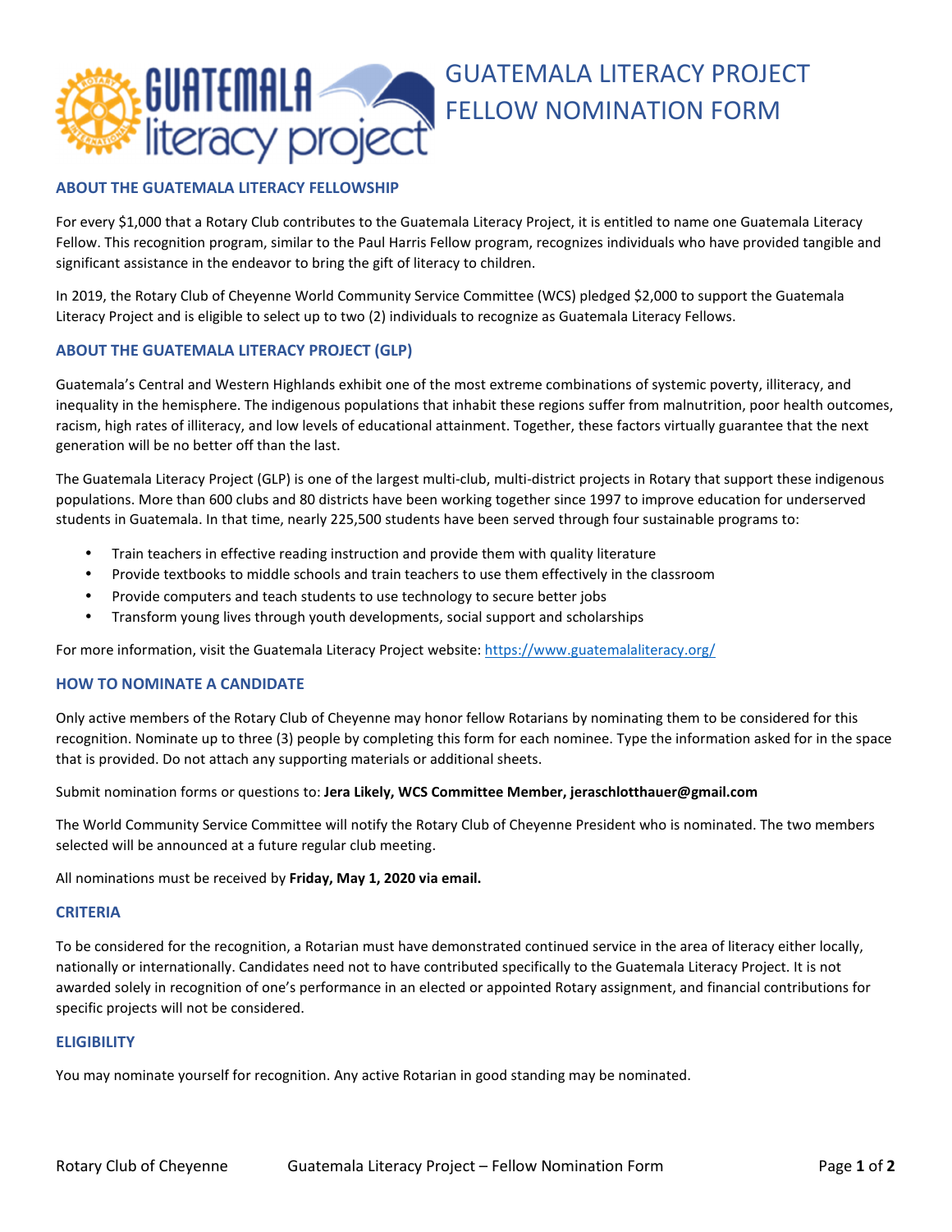# GUATEMALA LITERACY PROJECT FELLOW NOMINATION FORM

## ABOUT THE GUATEMALA LITERACY FELLOWSHIP

For every $1,000 that a Rotary Club contributes to the Guatemala Literacy Project, it is entitled to name one Guatemala Literacy Fellow. This recognition program, similar to the Paul Harris Fellow program, recognizes individuals who have provided tangible and significant assistance in the endeavor to bring the gift of literacy to children.

In 2019, the Rotary Club of Cheyenne World Community Service Committee (WCS) pledged $2,000 to support the Guatemala Literacy Project and is eligible to select up to two (2) individuals to recognize as Guatemala Literacy Fellows.

## ABOUT THE GUATEMALA LITERACY PROJECT (GLP)

Guatemala's Central and Western Highlands exhibit one of the most extreme combinations of systemic poverty, illiteracy, and inequality in the hemisphere. The indigenous populations that inhabit these regions suffer from malnutrition, poor health outcomes, racism, high rates of illiteracy, and low levels of educational attainment. Together, these factors virtually guarantee that the next generation will be no better off than the last.

The Guatemala Literacy Project (GLP) is one of the largest multi-club, multi-district projects in Rotary that support these indigenous populations. More than 600 clubs and 80 districts have been working together since 1997 to improve education for underserved students in Guatemala. In that time, nearly 225,500 students have been served through four sustainable programs to:

- Train teachers in effective reading instruction and provide them with quality literature
- Provide textbooks to middle schools and train teachers to use them effectively in the classroom
- Provide computers and teach students to use technology to secure better jobs
- Transform young lives through youth developments, social support and scholarships

For more information, visit the Guatemala Literacy Project website: https://www.guatemalaliteracy.org/

## HOW TO NOMINATE A CANDIDATE

Only active members of the Rotary Club of Cheyenne may honor fellow Rotarians by nominating them to be considered for this recognition. Nominate up to three (3) people by completing this form for each nominee. Type the information asked for in the space that is provided. Do not attach any supporting materials or additional sheets.

Submit nomination forms or questions to: **Jera Likely, WCS Committee Member, jeraschlotthauer@gmail.com**

The World Community Service Committee will notify the Rotary Club of Cheyenne President who is nominated. The two members selected will be announced at a future regular club meeting.

All nominations must be received by **Friday, May 1, 2020 via email.**

## CRITERIA

To be considered for the recognition, a Rotarian must have demonstrated continued service in the area of literacy either locally, nationally or internationally. Candidates need not to have contributed specifically to the Guatemala Literacy Project. It is not awarded solely in recognition of one's performance in an elected or appointed Rotary assignment, and financial contributions for specific projects will not be considered.

## ELIGIBILITY

You may nominate yourself for recognition. Any active Rotarian in good standing may be nominated.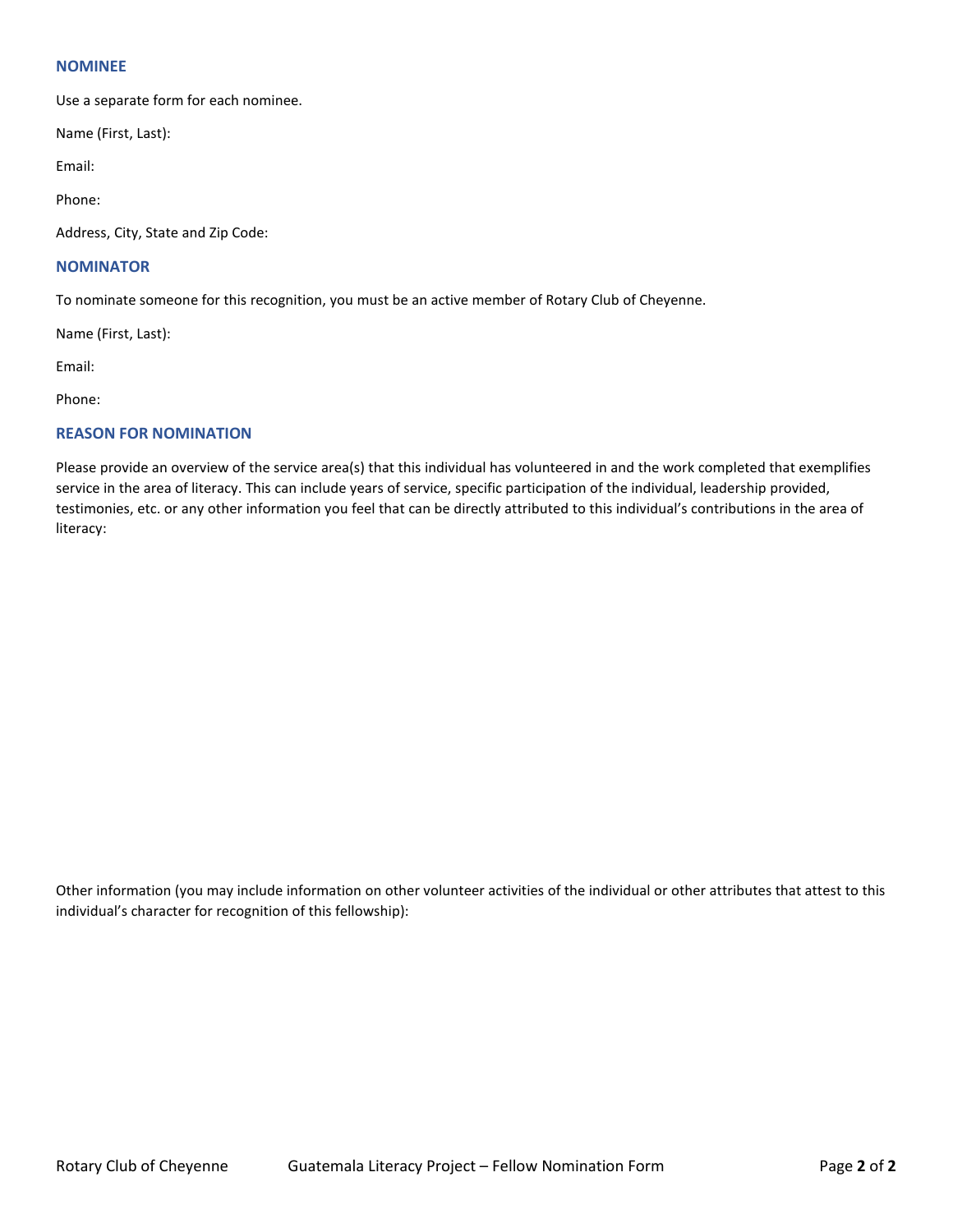### NOMINEE

Use a separate form for each nominee.

Name (First, Last):

Email:

Phone:

Address, City, State and Zip Code:

### NOMINATOR

To nominate someone for this recognition, you must be an active member of Rotary Club of Cheyenne.

Name (First, Last):

Email:

Phone:

### REASON FOR NOMINATION

Please provide an overview of the service area(s) that this individual has volunteered in and the work completed that exemplifies service in the area of literacy. This can include years of service, specific participation of the individual, leadership provided, testimonies, etc. or any other information you feel that can be directly attributed to this individual's contributions in the area of literacy:

Other information (you may include information on other volunteer activities of the individual or other attributes that attest to this individual's character for recognition of this fellowship):